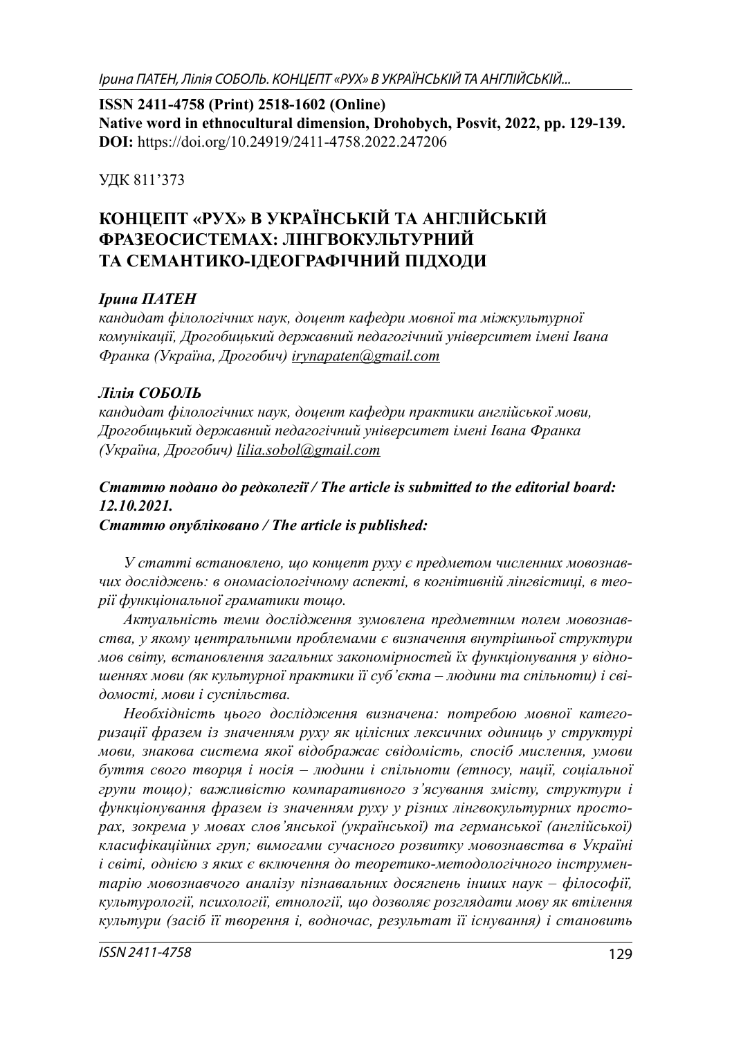**ISSN 2411-4758 (Print) 2518-1602 (Online)**
**Native word in ethnocultural dimension, Drohobych, Posvit, 2022, pp. 129-139.**
**DOI:** https://doi.org/10.24919/2411-4758.2022.247206

УДК 811'373

# КОНЦЕПТ «РУХ» В УКРАЇНСЬКІЙ ТА АНГЛІЙСЬКІЙ ФРАЗЕОСИСТЕМАХ: ЛІНГВОКУЛЬТУРНИЙ ТА СЕМАНТИКО-ІДЕОГРАФІЧНИЙ ПІДХОДИ

***Ірина ПАТЕН***
*кандидат філологічних наук, доцент кафедри мовної та міжкультурної комунікації, Дрогобицький державний педагогічний університет імені Івана Франка (Україна, Дрогобич)* irynapaten@gmail.com

***Лілія СОБОЛЬ***
*кандидат філологічних наук, доцент кафедри практики англійської мови, Дрогобицький державний педагогічний університет імені Івана Франка (Україна, Дрогобич)* lilia.sobol@gmail.com

***Статтю подано до редколегії / The article is submitted to the editorial board: 12.10.2021.***
***Статтю опубліковано / The article is published:***

*У статті встановлено, що концепт руху є предметом численних мовознавчих досліджень: в ономасіологічному аспекті, в когнітивній лінгвістиці, в теорії функціональної граматики тощо.*

*Актуальність теми дослідження зумовлена предметним полем мовознавства, у якому центральними проблемами є визначення внутрішньої структури мов світу, встановлення загальних закономірностей їх функціонування у відношеннях мови (як культурної практики її суб'єкта – людини та спільноти) і свідомості, мови і суспільства.*

*Необхідність цього дослідження визначена: потребою мовної категоризації фразем із значенням руху як цілісних лексичних одиниць у структурі мови, знакова система якої відображає свідомість, спосіб мислення, умови буття свого творця і носія – людини і спільноти (етносу, нації, соціальної групи тощо); важливістю компаративного з'ясування змісту, структури і функціонування фразем із значенням руху у різних лінгвокультурних просторах, зокрема у мовах слов'янської (української) та германської (англійської) класифікаційних груп; вимогами сучасного розвитку мовознавства в Україні і світі, однією з яких є включення до теоретико-методологічного інструментарію мовознавчого аналізу пізнавальних досягнень інших наук – філософії, культурології, психології, етнології, що дозволяє розглядати мову як втілення культури (засіб її творення і, водночас, результат її існування) і становить*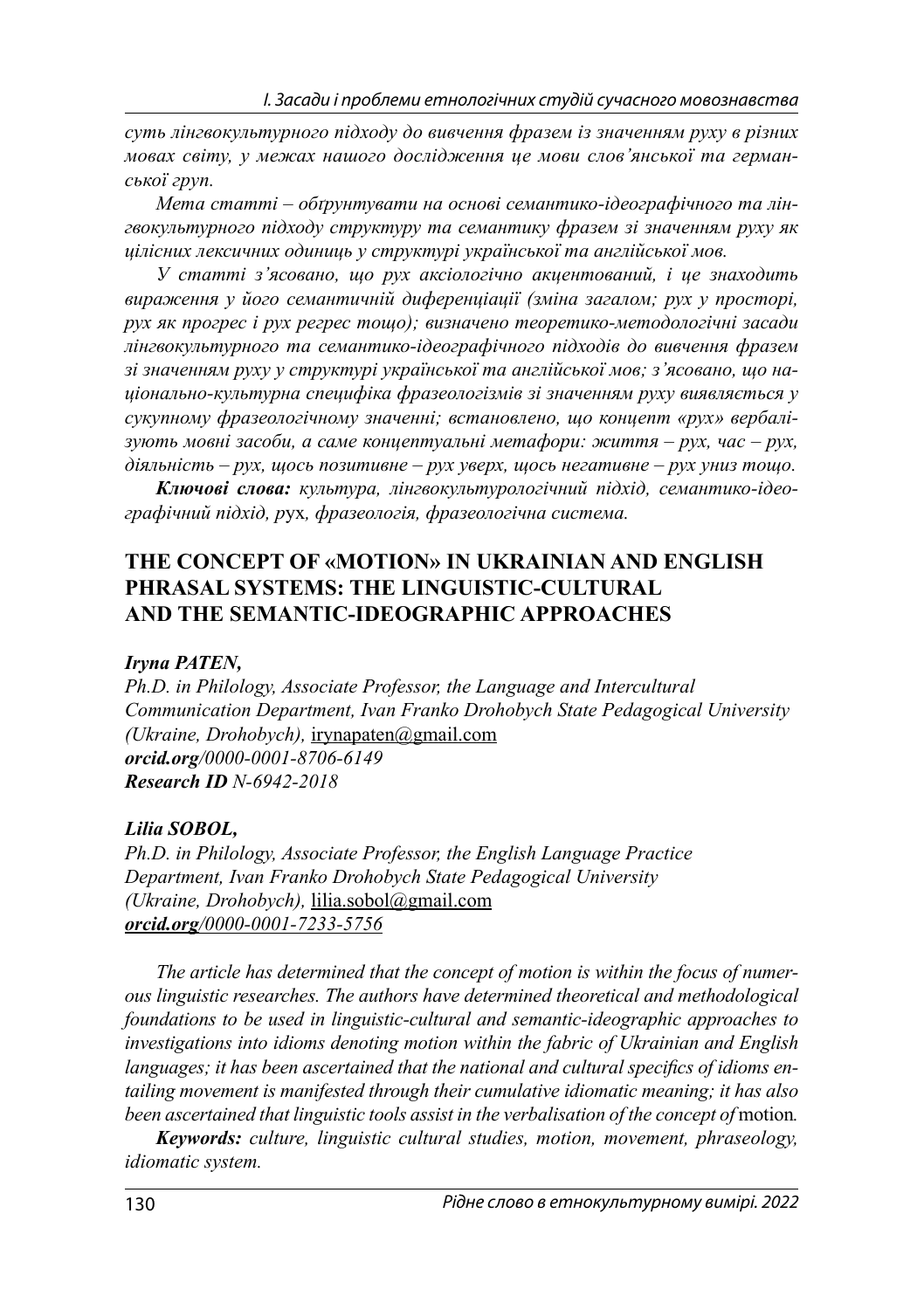*суть лінгвокультурного підходу до вивчення фразем із значенням руху в різних мовах світу, у межах нашого дослідження це мови слов'янської та германської груп.*

*Мета статті – обґрунтувати на основі семантико-ідеографічного та лінгвокультурного підходу структуру та семантику фразем зі значенням руху як цілісних лексичних одиниць у структурі української та англійської мов.*

*У статті з'ясовано, що рух аксіологічно акцентований, і це знаходить вираження у його семантичній диференціації (зміна загалом; рух у просторі, рух як прогрес і рух регрес тощо); визначено теоретико-методологічні засади лінгвокультурного та семантико-ідеографічного підходів до вивчення фразем зі значенням руху у структурі української та англійської мов; з'ясовано, що національно-культурна специфіка фразеологізмів зі значенням руху виявляється у сукупному фразеологічному значенні; встановлено, що концепт «рух» вербалізують мовні засоби, а саме концептуальні метафори: життя – рух, час – рух, діяльність – рух, щось позитивне – рух уверх, щось негативне – рух униз тощо.*

***Ключові слова:*** *культура, лінгвокультурологічний підхід, семантико-ідеографічний підхід,* рух*, фразеологія, фразеологічна система.*

## THE CONCEPT OF «MOTION» IN UKRAINIAN AND ENGLISH PHRASAL SYSTEMS: THE LINGUISTIC-CULTURAL AND THE SEMANTIC-IDEOGRAPHIC APPROACHES

***Iryna PATEN,***
*Ph.D. in Philology, Associate Professor, the Language and Intercultural Communication Department, Ivan Franko Drohobych State Pedagogical University (Ukraine, Drohobych),* irynapaten@gmail.com
***orcid.org****/0000-0001-8706-6149*
***Research ID*** ***N-6942-2018***

***Lilia SOBOL,***
*Ph.D. in Philology, Associate Professor, the English Language Practice Department, Ivan Franko Drohobych State Pedagogical University (Ukraine, Drohobych),* lilia.sobol@gmail.com
***orcid.org****/0000-0001-7233-5756*

*The article has determined that the concept of motion is within the focus of numerous linguistic researches. The authors have determined theoretical and methodological foundations to be used in linguistic-cultural and semantic-ideographic approaches to investigations into idioms denoting motion within the fabric of Ukrainian and English languages; it has been ascertained that the national and cultural specifics of idioms entailing movement is manifested through their cumulative idiomatic meaning; it has also been ascertained that linguistic tools assist in the verbalisation of the concept of* motion*.*

***Keywords:*** *culture, linguistic cultural studies, motion, movement, phraseology, idiomatic system.*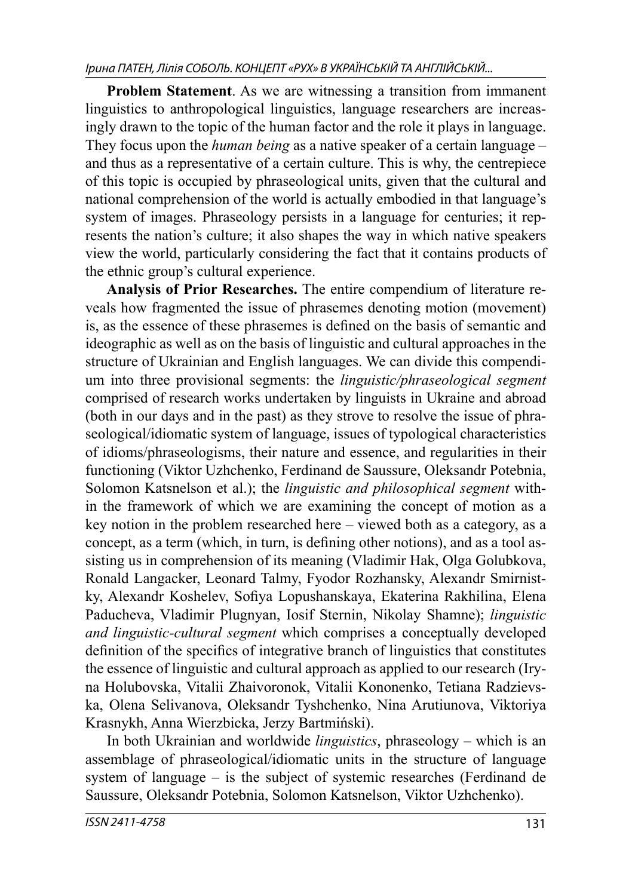**Problem Statement**. As we are witnessing a transition from immanent linguistics to anthropological linguistics, language researchers are increasingly drawn to the topic of the human factor and the role it plays in language. They focus upon the *human being* as a native speaker of a certain language – and thus as a representative of a certain culture. This is why, the centrepiece of this topic is occupied by phraseological units, given that the cultural and national comprehension of the world is actually embodied in that language's system of images. Phraseology persists in a language for centuries; it represents the nation's culture; it also shapes the way in which native speakers view the world, particularly considering the fact that it contains products of the ethnic group's cultural experience.

**Analysis of Prior Researches.** The entire compendium of literature reveals how fragmented the issue of phrasemes denoting motion (movement) is, as the essence of these phrasemes is defined on the basis of semantic and ideographic as well as on the basis of linguistic and cultural approaches in the structure of Ukrainian and English languages. We can divide this compendium into three provisional segments: the *linguistic/phraseological segment* comprised of research works undertaken by linguists in Ukraine and abroad (both in our days and in the past) as they strove to resolve the issue of phraseological/idiomatic system of language, issues of typological characteristics of idioms/phraseologisms, their nature and essence, and regularities in their functioning (Viktor Uzhchenko, Ferdinand de Saussure, Oleksandr Potebnia, Solomon Katsnelson et al.); the *linguistic and philosophical segment* within the framework of which we are examining the concept of motion as a key notion in the problem researched here – viewed both as a category, as a concept, as a term (which, in turn, is defining other notions), and as a tool assisting us in comprehension of its meaning (Vladimir Hak, Olga Golubkova, Ronald Langacker, Leonard Talmy, Fyodor Rozhansky, Alexandr Smirnistky, Alexandr Koshelev, Sofiya Lopushanskaya, Ekaterina Rakhilina, Elena Paducheva, Vladimir Plugnyan, Iosif Sternin, Nikolay Shamne); *linguistic and linguistic-cultural segment* which comprises a conceptually developed definition of the specifics of integrative branch of linguistics that constitutes the essence of linguistic and cultural approach as applied to our research (Iryna Holubovska, Vitalii Zhaivoronok, Vitalii Kononenko, Tetiana Radzievska, Olena Selivanova, Oleksandr Tyshchenko, Nina Arutiunova, Viktoriya Krasnykh, Anna Wierzbicka, Jerzy Bartmiński).

In both Ukrainian and worldwide *linguistics*, phraseology – which is an assemblage of phraseological/idiomatic units in the structure of language system of language – is the subject of systemic researches (Ferdinand de Saussure, Oleksandr Potebnia, Solomon Katsnelson, Viktor Uzhchenko).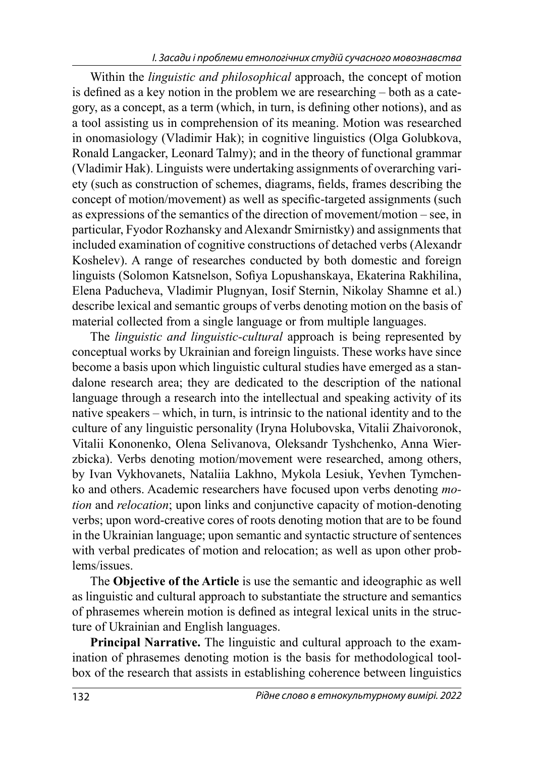Within the *linguistic and philosophical* approach, the concept of motion is defined as a key notion in the problem we are researching – both as a category, as a concept, as a term (which, in turn, is defining other notions), and as a tool assisting us in comprehension of its meaning. Motion was researched in onomasiology (Vladimir Hak); in cognitive linguistics (Olga Golubkova, Ronald Langacker, Leonard Talmy); and in the theory of functional grammar (Vladimir Hak). Linguists were undertaking assignments of overarching variety (such as construction of schemes, diagrams, fields, frames describing the concept of motion/movement) as well as specific-targeted assignments (such as expressions of the semantics of the direction of movement/motion – see, in particular, Fyodor Rozhansky and Alexandr Smirnistky) and assignments that included examination of cognitive constructions of detached verbs (Alexandr Koshelev). A range of researches conducted by both domestic and foreign linguists (Solomon Katsnelson, Sofiya Lopushanskaya, Ekaterina Rakhilina, Elena Paducheva, Vladimir Plugnyan, Iosif Sternin, Nikolay Shamne et al.) describe lexical and semantic groups of verbs denoting motion on the basis of material collected from a single language or from multiple languages.

The *linguistic and linguistic-cultural* approach is being represented by conceptual works by Ukrainian and foreign linguists. These works have since become a basis upon which linguistic cultural studies have emerged as a standalone research area; they are dedicated to the description of the national language through a research into the intellectual and speaking activity of its native speakers – which, in turn, is intrinsic to the national identity and to the culture of any linguistic personality (Iryna Holubovska, Vitalii Zhaivoronok, Vitalii Kononenko, Olena Selivanova, Oleksandr Tyshchenko, Anna Wierzbicka). Verbs denoting motion/movement were researched, among others, by Ivan Vykhovanets, Nataliia Lakhno, Mykola Lesiuk, Yevhen Tymchenko and others. Academic researchers have focused upon verbs denoting *motion* and *relocation*; upon links and conjunctive capacity of motion-denoting verbs; upon word-creative cores of roots denoting motion that are to be found in the Ukrainian language; upon semantic and syntactic structure of sentences with verbal predicates of motion and relocation; as well as upon other problems/issues.

The **Objective of the Article** is use the semantic and ideographic as well as linguistic and cultural approach to substantiate the structure and semantics of phrasemes wherein motion is defined as integral lexical units in the structure of Ukrainian and English languages.

**Principal Narrative.** The linguistic and cultural approach to the examination of phrasemes denoting motion is the basis for methodological toolbox of the research that assists in establishing coherence between linguistics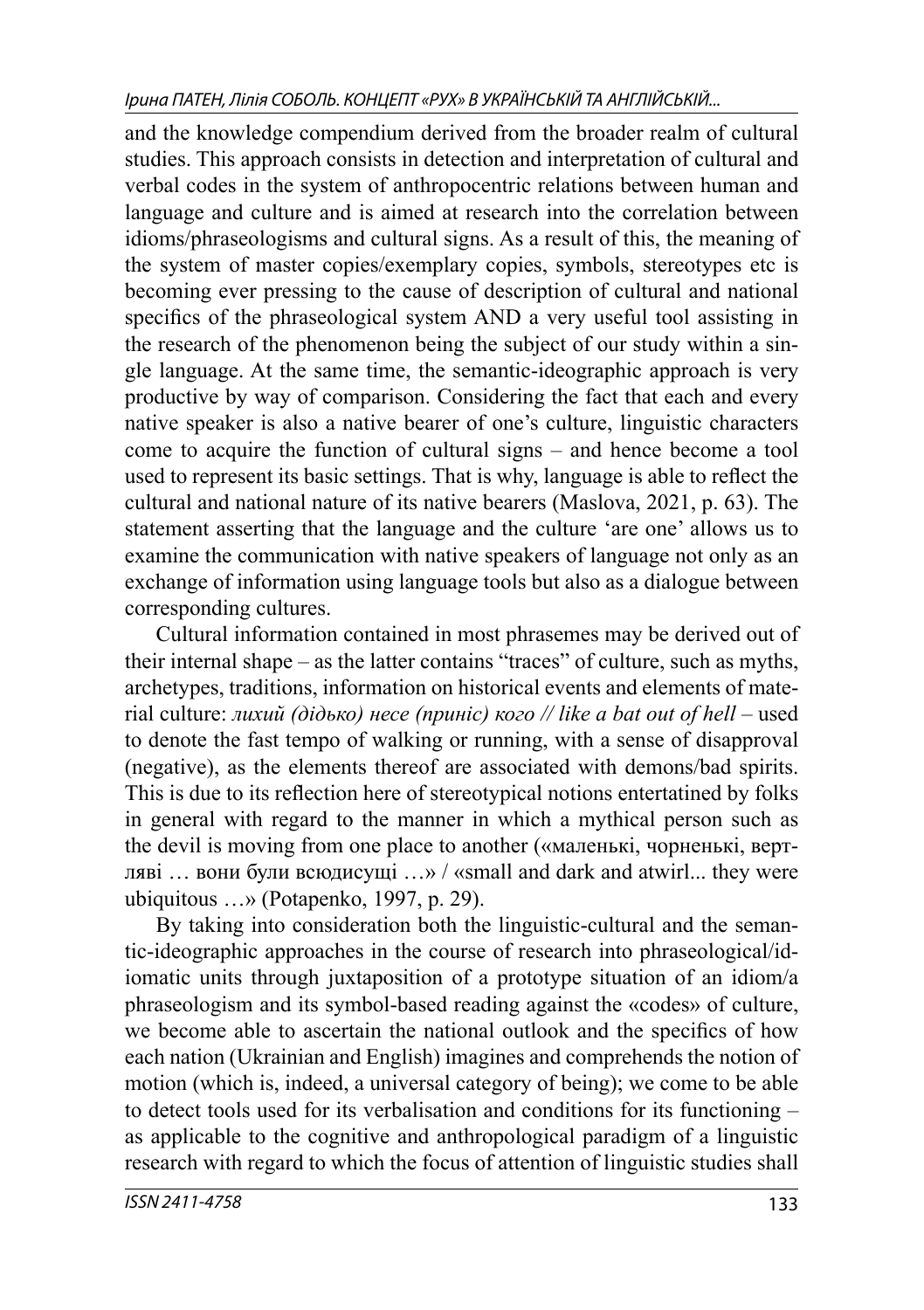and the knowledge compendium derived from the broader realm of cultural studies. This approach consists in detection and interpretation of cultural and verbal codes in the system of anthropocentric relations between human and language and culture and is aimed at research into the correlation between idioms/phraseologisms and cultural signs. As a result of this, the meaning of the system of master copies/exemplary copies, symbols, stereotypes etc is becoming ever pressing to the cause of description of cultural and national specifics of the phraseological system AND a very useful tool assisting in the research of the phenomenon being the subject of our study within a single language. At the same time, the semantic-ideographic approach is very productive by way of comparison. Considering the fact that each and every native speaker is also a native bearer of one's culture, linguistic characters come to acquire the function of cultural signs – and hence become a tool used to represent its basic settings. That is why, language is able to reflect the cultural and national nature of its native bearers (Maslova, 2021, p. 63). The statement asserting that the language and the culture 'are one' allows us to examine the communication with native speakers of language not only as an exchange of information using language tools but also as a dialogue between corresponding cultures.

Cultural information contained in most phrasemes may be derived out of their internal shape – as the latter contains "traces" of culture, such as myths, archetypes, traditions, information on historical events and elements of material culture: *лихий (дідько) несе (приніс) кого // like a bat out of hell* – used to denote the fast tempo of walking or running, with a sense of disapproval (negative), as the elements thereof are associated with demons/bad spirits. This is due to its reflection here of stereotypical notions entertatined by folks in general with regard to the manner in which a mythical person such as the devil is moving from one place to another («маленькі, чорненькі, вертляві … вони були всюдисущі …» / «small and dark and atwirl... they were ubiquitous …» (Potapenko, 1997, p. 29).

By taking into consideration both the linguistic-cultural and the semantic-ideographic approaches in the course of research into phraseological/idiomatic units through juxtaposition of a prototype situation of an idiom/a phraseologism and its symbol-based reading against the «codes» of culture, we become able to ascertain the national outlook and the specifics of how each nation (Ukrainian and English) imagines and comprehends the notion of motion (which is, indeed, a universal category of being); we come to be able to detect tools used for its verbalisation and conditions for its functioning – as applicable to the cognitive and anthropological paradigm of a linguistic research with regard to which the focus of attention of linguistic studies shall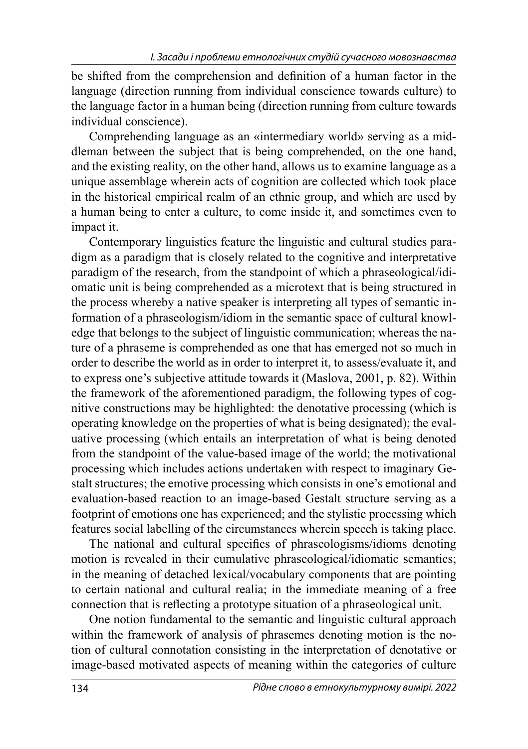be shifted from the comprehension and definition of a human factor in the language (direction running from individual conscience towards culture) to the language factor in a human being (direction running from culture towards individual conscience).

Comprehending language as an «intermediary world» serving as a middleman between the subject that is being comprehended, on the one hand, and the existing reality, on the other hand, allows us to examine language as a unique assemblage wherein acts of cognition are collected which took place in the historical empirical realm of an ethnic group, and which are used by a human being to enter a culture, to come inside it, and sometimes even to impact it.

Contemporary linguistics feature the linguistic and cultural studies paradigm as a paradigm that is closely related to the cognitive and interpretative paradigm of the research, from the standpoint of which a phraseological/idiomatic unit is being comprehended as a microtext that is being structured in the process whereby a native speaker is interpreting all types of semantic information of a phraseologism/idiom in the semantic space of cultural knowledge that belongs to the subject of linguistic communication; whereas the nature of a phraseme is comprehended as one that has emerged not so much in order to describe the world as in order to interpret it, to assess/evaluate it, and to express one's subjective attitude towards it (Maslova, 2001, p. 82). Within the framework of the aforementioned paradigm, the following types of cognitive constructions may be highlighted: the denotative processing (which is operating knowledge on the properties of what is being designated); the evaluative processing (which entails an interpretation of what is being denoted from the standpoint of the value-based image of the world; the motivational processing which includes actions undertaken with respect to imaginary Gestalt structures; the emotive processing which consists in one's emotional and evaluation-based reaction to an image-based Gestalt structure serving as a footprint of emotions one has experienced; and the stylistic processing which features social labelling of the circumstances wherein speech is taking place.

The national and cultural specifics of phraseologisms/idioms denoting motion is revealed in their cumulative phraseological/idiomatic semantics; in the meaning of detached lexical/vocabulary components that are pointing to certain national and cultural realia; in the immediate meaning of a free connection that is reflecting a prototype situation of a phraseological unit.

One notion fundamental to the semantic and linguistic cultural approach within the framework of analysis of phrasemes denoting motion is the notion of cultural connotation consisting in the interpretation of denotative or image-based motivated aspects of meaning within the categories of culture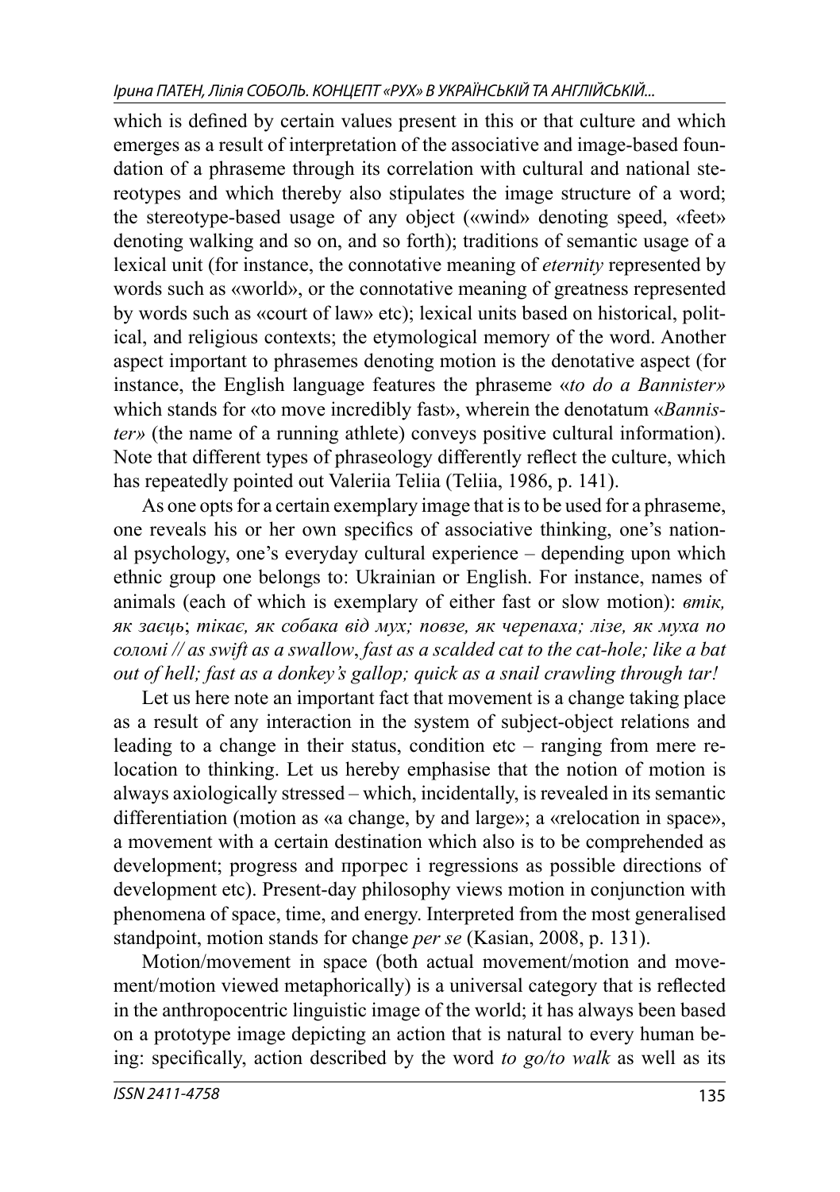which is defined by certain values present in this or that culture and which emerges as a result of interpretation of the associative and image-based foundation of a phraseme through its correlation with cultural and national stereotypes and which thereby also stipulates the image structure of a word; the stereotype-based usage of any object («wind» denoting speed, «feet» denoting walking and so on, and so forth); traditions of semantic usage of a lexical unit (for instance, the connotative meaning of *eternity* represented by words such as «world», or the connotative meaning of greatness represented by words such as «court of law» etc); lexical units based on historical, political, and religious contexts; the etymological memory of the word. Another aspect important to phrasemes denoting motion is the denotative aspect (for instance, the English language features the phraseme «*to do a Bannister»* which stands for «to move incredibly fast», wherein the denotatum «*Bannister»* (the name of a running athlete) conveys positive cultural information). Note that different types of phraseology differently reflect the culture, which has repeatedly pointed out Valeriia Teliia (Teliia, 1986, p. 141).

As one opts for a certain exemplary image that is to be used for a phraseme, one reveals his or her own specifics of associative thinking, one's national psychology, one's everyday cultural experience – depending upon which ethnic group one belongs to: Ukrainian or English. For instance, names of animals (each of which is exemplary of either fast or slow motion): *втік, як заєць*; *тікає, як собака від мух; повзе, як черепаха; лізе, як муха по соломі // as swift as a swallow*, *fast as a scalded cat to the cat-hole; like a bat out of hell; fast as a donkey's gallop; quick as a snail crawling through tar!*

Let us here note an important fact that movement is a change taking place as a result of any interaction in the system of subject-object relations and leading to a change in their status, condition etc – ranging from mere relocation to thinking. Let us hereby emphasise that the notion of motion is always axiologically stressed – which, incidentally, is revealed in its semantic differentiation (motion as «a change, by and large»; a «relocation in space», a movement with a certain destination which also is to be comprehended as development; progress and прогрес і regressions as possible directions of development etc). Present-day philosophy views motion in conjunction with phenomena of space, time, and energy. Interpreted from the most generalised standpoint, motion stands for change *per se* (Kasian, 2008, p. 131).

Motion/movement in space (both actual movement/motion and movement/motion viewed metaphorically) is a universal category that is reflected in the anthropocentric linguistic image of the world; it has always been based on a prototype image depicting an action that is natural to every human being: specifically, action described by the word *to go/to walk* as well as its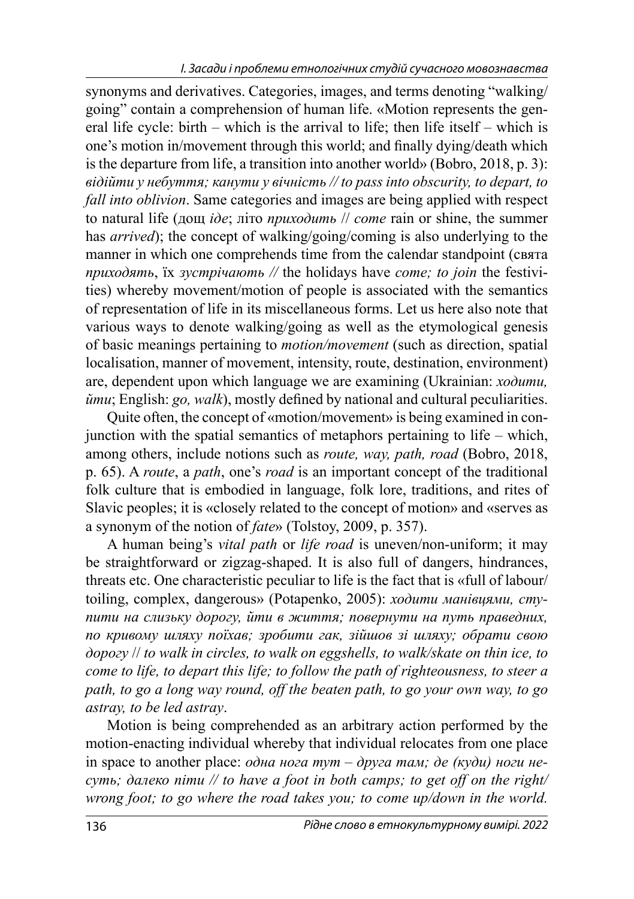synonyms and derivatives. Categories, images, and terms denoting "walking/going" contain a comprehension of human life. «Motion represents the general life cycle: birth – which is the arrival to life; then life itself – which is one's motion in/movement through this world; and finally dying/death which is the departure from life, a transition into another world» (Bobro, 2018, p. 3): *відійти у небуття; канути у вічність // to pass into obscurity, to depart, to fall into oblivion*. Same categories and images are being applied with respect to natural life (дощ *іде*; літо *приходить* // *come* rain or shine, the summer has *arrived*); the concept of walking/going/coming is also underlying to the manner in which one comprehends time from the calendar standpoint (свята *приходять*, їх *зустрічають //* the holidays have *come; to join* the festivities) whereby movement/motion of people is associated with the semantics of representation of life in its miscellaneous forms. Let us here also note that various ways to denote walking/going as well as the etymological genesis of basic meanings pertaining to *motion/movement* (such as direction, spatial localisation, manner of movement, intensity, route, destination, environment) are, dependent upon which language we are examining (Ukrainian: *ходити, йти*; English: *go, walk*), mostly defined by national and cultural peculiarities.

Quite often, the concept of «motion/movement» is being examined in conjunction with the spatial semantics of metaphors pertaining to life – which, among others, include notions such as *route, way, path, road* (Bobro, 2018, p. 65). A *route*, a *path*, one's *road* is an important concept of the traditional folk culture that is embodied in language, folk lore, traditions, and rites of Slavic peoples; it is «closely related to the concept of motion» and «serves as a synonym of the notion of *fate*» (Tolstoy, 2009, p. 357).

A human being's *vital path* or *life road* is uneven/non-uniform; it may be straightforward or zigzag-shaped. It is also full of dangers, hindrances, threats etc. One characteristic peculiar to life is the fact that is «full of labour/toiling, complex, dangerous» (Potapenko, 2005): *ходити манівцями, ступити на слизьку дорогу, йти в життя; повернути на путь праведних, по кривому шляху поїхав; зробити гак, зійшов зі шляху; обрати свою дорогу* // *to walk in circles, to walk on eggshells, to walk/skate on thin ice, to come to life, to depart this life; to follow the path of righteousness, to steer a path, to go a long way round, off the beaten path, to go your own way, to go astray, to be led astray*.

Motion is being comprehended as an arbitrary action performed by the motion-enacting individual whereby that individual relocates from one place in space to another place: *одна нога тут – друга там; де (куди) ноги несуть; далеко піти // to have a foot in both camps; to get off on the right/wrong foot; to go where the road takes you; to come up/down in the world.*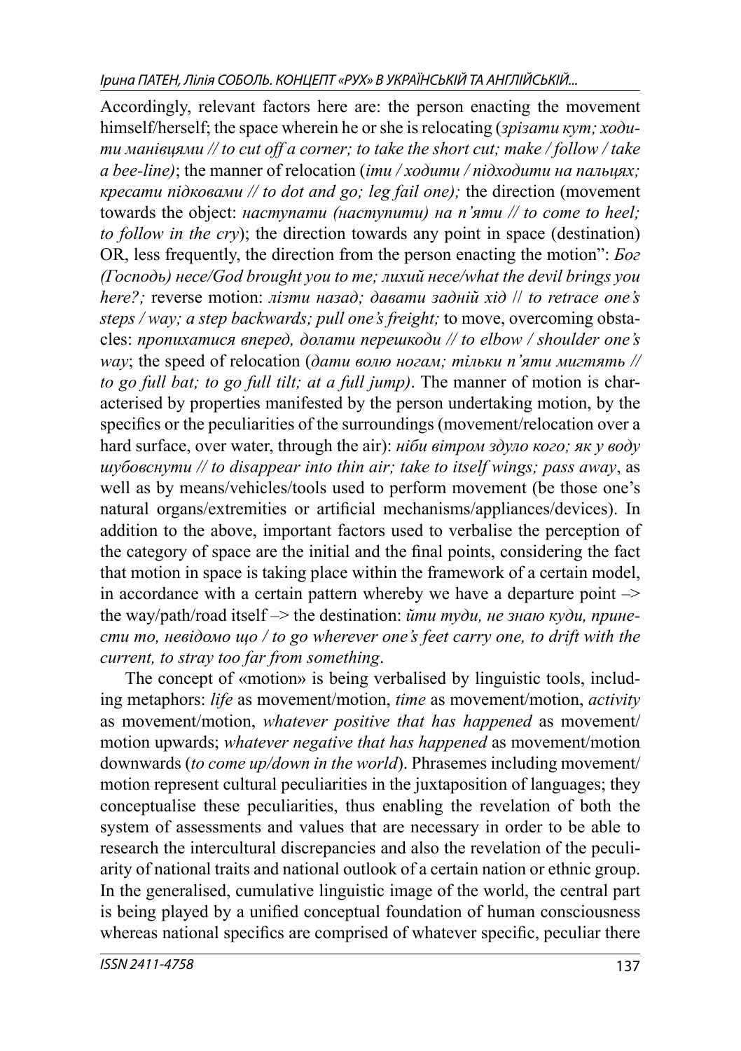Accordingly, relevant factors here are: the person enacting the movement himself/herself; the space wherein he or she is relocating (*зрізати кут; ходити манівцями // to cut off a corner; to take the short cut; make / follow / take a bee-line)*; the manner of relocation (*іти / ходити / підходити на пальцях; кресати підковами // to dot and go; leg fail one);* the direction (movement towards the object: *наступати (наступити) на п'яти // to come to heel; to follow in the cry*); the direction towards any point in space (destination) OR, less frequently, the direction from the person enacting the motion": *Бог (Господь) несе/God brought you to me; лихий несе/what the devil brings you here?;* reverse motion: *лізти назад; давати задній хід* // *to retrace one's steps / way; a step backwards; pull one's freight;* to move, overcoming obstacles: *пропихатися вперед, долати перешкоди // to elbow / shoulder one's way*; the speed of relocation (*дати волю ногам; тільки п'яти миготять // to go full bat; to go full tilt; at a full jump)*. The manner of motion is characterised by properties manifested by the person undertaking motion, by the specifics or the peculiarities of the surroundings (movement/relocation over a hard surface, over water, through the air): *ніби вітром здуло кого; як у воду шубовснути // to disappear into thin air; take to itself wings; pass away*, as well as by means/vehicles/tools used to perform movement (be those one's natural organs/extremities or artificial mechanisms/appliances/devices). In addition to the above, important factors used to verbalise the perception of the category of space are the initial and the final points, considering the fact that motion in space is taking place within the framework of a certain model, in accordance with a certain pattern whereby we have a departure point –> the way/path/road itself –> the destination: *йти туди, не знаю куди, принести то, невідомо що / to go wherever one's feet carry one, to drift with the current, to stray too far from something*.

The concept of «motion» is being verbalised by linguistic tools, including metaphors: *life* as movement/motion, *time* as movement/motion, *activity* as movement/motion, *whatever positive that has happened* as movement/motion upwards; *whatever negative that has happened* as movement/motion downwards (*to come up/down in the world*). Phrasemes including movement/motion represent cultural peculiarities in the juxtaposition of languages; they conceptualise these peculiarities, thus enabling the revelation of both the system of assessments and values that are necessary in order to be able to research the intercultural discrepancies and also the revelation of the peculiarity of national traits and national outlook of a certain nation or ethnic group. In the generalised, cumulative linguistic image of the world, the central part is being played by a unified conceptual foundation of human consciousness whereas national specifics are comprised of whatever specific, peculiar there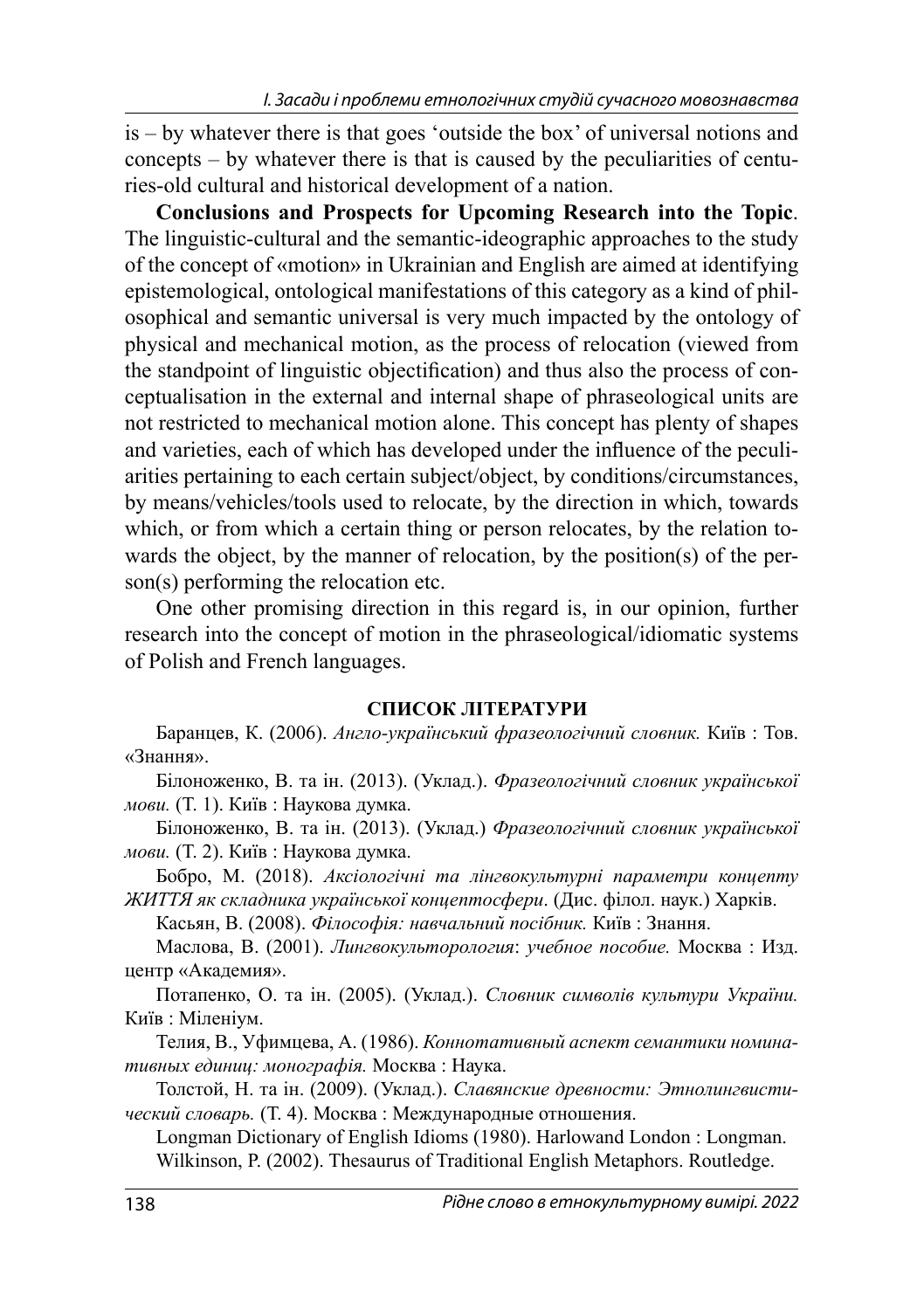is – by whatever there is that goes 'outside the box' of universal notions and concepts – by whatever there is that is caused by the peculiarities of centuries-old cultural and historical development of a nation.

**Conclusions and Prospects for Upcoming Research into the Topic**. The linguistic-cultural and the semantic-ideographic approaches to the study of the concept of «motion» in Ukrainian and English are aimed at identifying epistemological, ontological manifestations of this category as a kind of philosophical and semantic universal is very much impacted by the ontology of physical and mechanical motion, as the process of relocation (viewed from the standpoint of linguistic objectification) and thus also the process of conceptualisation in the external and internal shape of phraseological units are not restricted to mechanical motion alone. This concept has plenty of shapes and varieties, each of which has developed under the influence of the peculiarities pertaining to each certain subject/object, by conditions/circumstances, by means/vehicles/tools used to relocate, by the direction in which, towards which, or from which a certain thing or person relocates, by the relation towards the object, by the manner of relocation, by the position(s) of the person(s) performing the relocation etc.

One other promising direction in this regard is, in our opinion, further research into the concept of motion in the phraseological/idiomatic systems of Polish and French languages.

## СПИСОК ЛІТЕРАТУРИ

Баранцев, К. (2006). *Англо-український фразеологічний словник.* Київ : Тов. «Знання».

Білоноженко, В. та ін. (2013). (Уклад.). *Фразеологічний словник української мови.* (Т. 1). Київ : Наукова думка.

Білоноженко, В. та ін. (2013). (Уклад.) *Фразеологічний словник української мови.* (Т. 2). Київ : Наукова думка.

Бобро, М. (2018). *Аксіологічні та лінгвокультурні параметри концепту ЖИТТЯ як складника української концептосфери*. (Дис. філол. наук.) Харків.

Касьян, В. (2008). *Філософія: навчальний посібник.* Київ : Знання.

Маслова, В. (2001). *Лингвокультурология*: *учебное пособие.* Москва : Изд. центр «Академия».

Потапенко, О. та ін. (2005). (Уклад.). *Словник символів культури України.* Київ : Міленіум.

Телия, В., Уфимцева, А. (1986). *Коннотативный аспект семантики номинативных единиц: монографія.* Москва : Наука.

Толстой, Н. та ін. (2009). (Уклад.). *Славянские древности: Этнолингвистический словарь.* (Т. 4). Москва : Международные отношения.

Longman Dictionary of English Idioms (1980). Harlowand London : Longman.

Wilkinson, P. (2002). Thesaurus of Traditional English Metaphors. Routledge.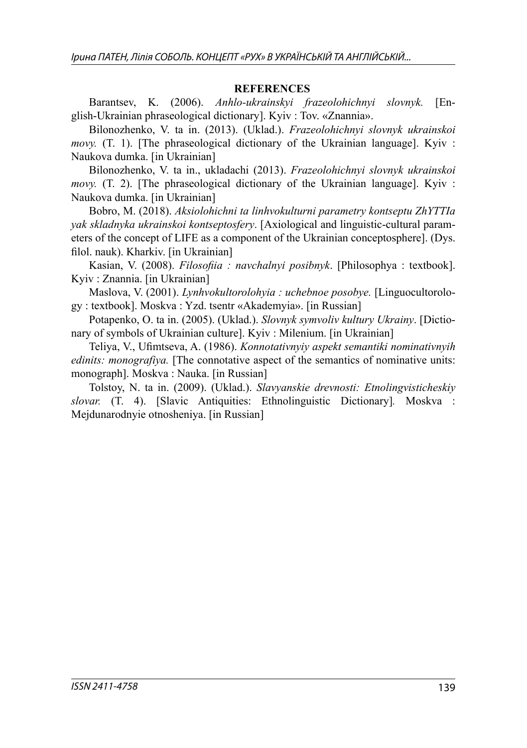**REFERENCES**

Barantsev, K. (2006). *Anhlo-ukrainskyi frazeolohichnyi slovnyk.* [English-Ukrainian phraseological dictionary]. Kyiv : Tov. «Znannia».

Bilonozhenko, V. ta in. (2013). (Uklad.). *Frazeolohichnyi slovnyk ukrainskoi movy.* (T. 1). [The phraseological dictionary of the Ukrainian language]. Kyiv : Naukova dumka. [in Ukrainian]

Bilonozhenko, V. ta in., ukladachi (2013). *Frazeolohichnyi slovnyk ukrainskoi movy.* (T. 2). [The phraseological dictionary of the Ukrainian language]. Kyiv : Naukova dumka. [in Ukrainian]

Bobro, M. (2018). *Aksiolohichni ta linhvokulturni parametry kontseptu ZhYTTIa yak skladnyka ukrainskoi kontseptosfery*. [Axiological and linguistic-cultural parameters of the concept of LIFE as a component of the Ukrainian conceptosphere]. (Dys. filol. nauk). Kharkiv. [in Ukrainian]

Kasian, V. (2008). *Filosofiia : navchalnyi posibnyk*. [Philosophya : textbook]. Kyiv : Znannia. [in Ukrainian]

Maslova, V. (2001). *Lynhvokultorolohyia : uchebnoe posobye.* [Linguocultorology : textbook]. Moskva : Yzd. tsentr «Akademyia». [in Russian]

Potapenko, O. ta in. (2005). (Uklad.). *Slovnyk symvoliv kultury Ukrainy*. [Dictionary of symbols of Ukrainian culture]. Kyiv : Milenium. [in Ukrainian]

Teliya, V., Ufimtseva, A. (1986). *Konnotativnyiy aspekt semantiki nominativnyih edinits: monografiya.* [The connotative aspect of the semantics of nominative units: monograph]. Moskva : Nauka. [in Russian]

Tolstoy, N. ta in. (2009). (Uklad.). *Slavyanskie drevnosti: Etnolingvisticheskiy slovar.* (T. 4). [Slavic Antiquities: Ethnolinguistic Dictionary]. Moskva : Mejdunarodnyie otnosheniya. [in Russian]